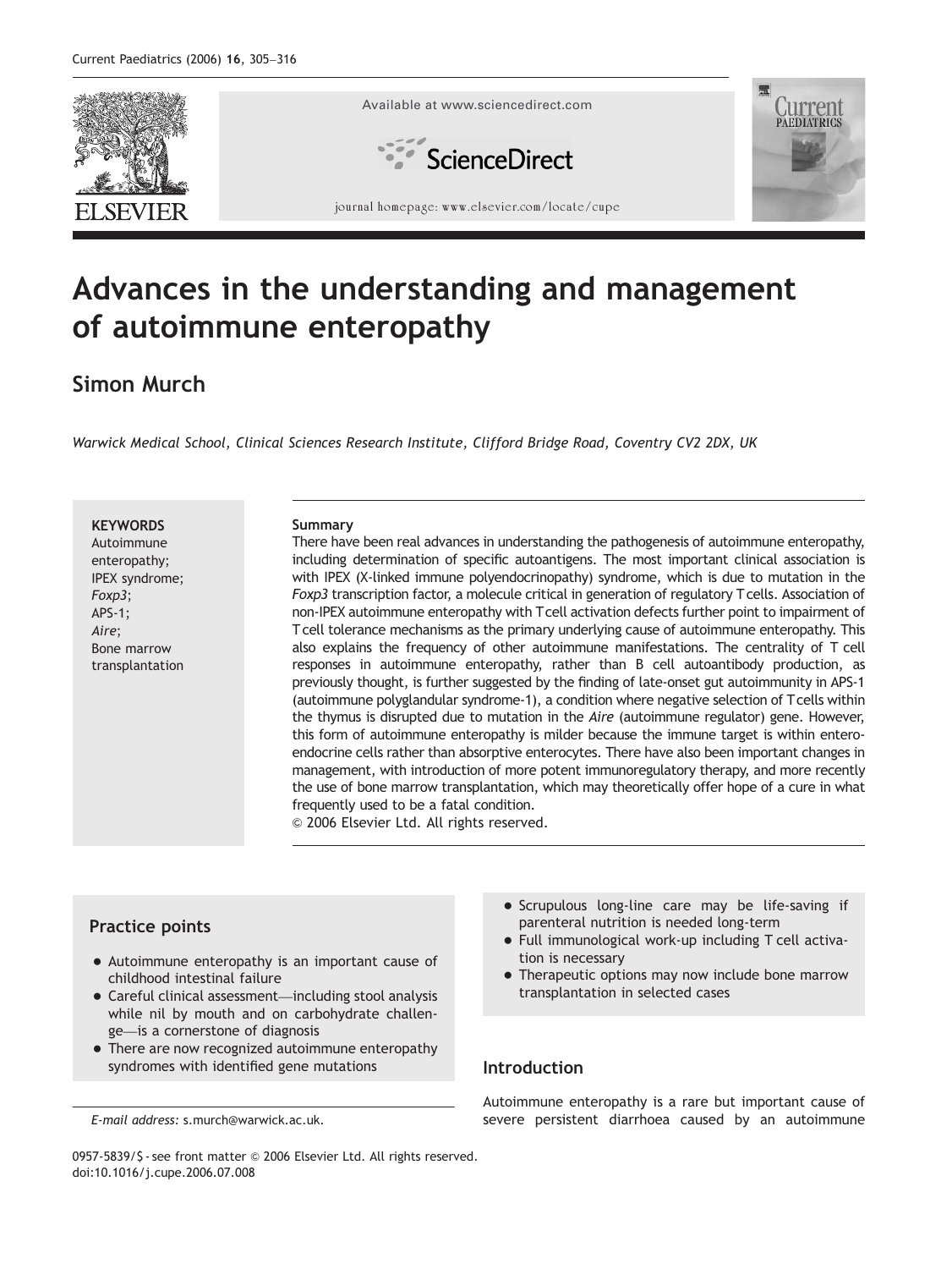# Advances in the understanding and management of autoimmune enteropathy

## Simon Murch

*Warwick Medical School, Clinical Sciences Research Institute, Clifford Bridge Road, Coventry CV2 2DX, UK*

**KEYWORDS**
Autoimmune enteropathy;
IPEX syndrome;
*Foxp3*;
APS-1;
*Aire*;
Bone marrow transplantation

**Summary**
There have been real advances in understanding the pathogenesis of autoimmune enteropathy, including determination of specific autoantigens. The most important clinical association is with IPEX (X-linked immune polyendocrinopathy) syndrome, which is due to mutation in the *Foxp3* transcription factor, a molecule critical in generation of regulatory T cells. Association of non-IPEX autoimmune enteropathy with T cell activation defects further point to impairment of T cell tolerance mechanisms as the primary underlying cause of autoimmune enteropathy. This also explains the frequency of other autoimmune manifestations. The centrality of T cell responses in autoimmune enteropathy, rather than B cell autoantibody production, as previously thought, is further suggested by the finding of late-onset gut autoimmunity in APS-1 (autoimmune polyglandular syndrome-1), a condition where negative selection of T cells within the thymus is disrupted due to mutation in the *Aire* (autoimmune regulator) gene. However, this form of autoimmune enteropathy is milder because the immune target is within entero-endocrine cells rather than absorptive enterocytes. There have also been important changes in management, with introduction of more potent immunoregulatory therapy, and more recently the use of bone marrow transplantation, which may theoretically offer hope of a cure in what frequently used to be a fatal condition.
© 2006 Elsevier Ltd. All rights reserved.

### Practice points

- Autoimmune enteropathy is an important cause of childhood intestinal failure
- Careful clinical assessment—including stool analysis while nil by mouth and on carbohydrate challenge—is a cornerstone of diagnosis
- There are now recognized autoimmune enteropathy syndromes with identified gene mutations
- Scrupulous long-line care may be life-saving if parenteral nutrition is needed long-term
- Full immunological work-up including T cell activation is necessary
- Therapeutic options may now include bone marrow transplantation in selected cases

E-mail address: s.murch@warwick.ac.uk.

0957-5839/$ - see front matter © 2006 Elsevier Ltd. All rights reserved.
doi:10.1016/j.cupe.2006.07.008

## Introduction

Autoimmune enteropathy is a rare but important cause of severe persistent diarrhoea caused by an autoimmune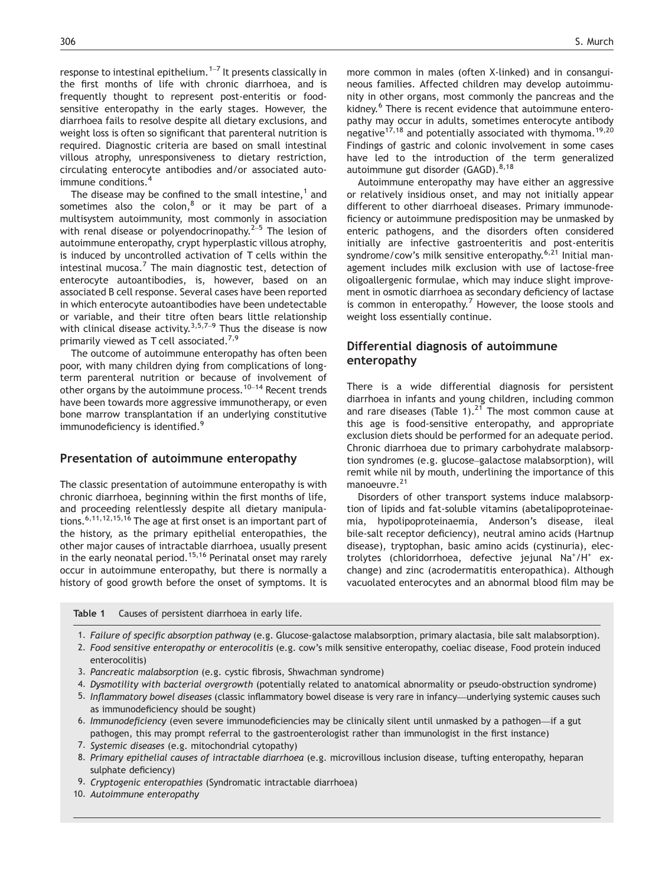response to intestinal epithelium.[1–7] It presents classically in the first months of life with chronic diarrhoea, and is frequently thought to represent post-enteritis or food-sensitive enteropathy in the early stages. However, the diarrhoea fails to resolve despite all dietary exclusions, and weight loss is often so significant that parenteral nutrition is required. Diagnostic criteria are based on small intestinal villous atrophy, unresponsiveness to dietary restriction, circulating enterocyte antibodies and/or associated autoimmune conditions.[4]

The disease may be confined to the small intestine,[1] and sometimes also the colon,[8] or it may be part of a multisystem autoimmunity, most commonly in association with renal disease or polyendocrinopathy.[2–5] The lesion of autoimmune enteropathy, crypt hyperplastic villous atrophy, is induced by uncontrolled activation of T cells within the intestinal mucosa.[7] The main diagnostic test, detection of enterocyte autoantibodies, is, however, based on an associated B cell response. Several cases have been reported in which enterocyte autoantibodies have been undetectable or variable, and their titre often bears little relationship with clinical disease activity.[3,5,7–9] Thus the disease is now primarily viewed as T cell associated.[7,9]

The outcome of autoimmune enteropathy has often been poor, with many children dying from complications of long-term parenteral nutrition or because of involvement of other organs by the autoimmune process.[10–14] Recent trends have been towards more aggressive immunotherapy, or even bone marrow transplantation if an underlying constitutive immunodeficiency is identified.[9]

## Presentation of autoimmune enteropathy

The classic presentation of autoimmune enteropathy is with chronic diarrhoea, beginning within the first months of life, and proceeding relentlessly despite all dietary manipulations.[6,11,12,15,16] The age at first onset is an important part of the history, as the primary epithelial enteropathies, the other major causes of intractable diarrhoea, usually present in the early neonatal period.[15,16] Perinatal onset may rarely occur in autoimmune enteropathy, but there is normally a history of good growth before the onset of symptoms. It is more common in males (often X-linked) and in consanguineous families. Affected children may develop autoimmunity in other organs, most commonly the pancreas and the kidney.[6] There is recent evidence that autoimmune enteropathy may occur in adults, sometimes enterocyte antibody negative[17,18] and potentially associated with thymoma.[19,20] Findings of gastric and colonic involvement in some cases have led to the introduction of the term generalized autoimmune gut disorder (GAGD).[8,18]

Autoimmune enteropathy may have either an aggressive or relatively insidious onset, and may not initially appear different to other diarrhoeal diseases. Primary immunodeficiency or autoimmune predisposition may be unmasked by enteric pathogens, and the disorders often considered initially are infective gastroenteritis and post-enteritis syndrome/cow's milk sensitive enteropathy.[6,21] Initial management includes milk exclusion with use of lactose-free oligoallergenic formulae, which may induce slight improvement in osmotic diarrhoea as secondary deficiency of lactase is common in enteropathy.[7] However, the loose stools and weight loss essentially continue.

## Differential diagnosis of autoimmune enteropathy

There is a wide differential diagnosis for persistent diarrhoea in infants and young children, including common and rare diseases (Table 1).[21] The most common cause at this age is food-sensitive enteropathy, and appropriate exclusion diets should be performed for an adequate period. Chronic diarrhoea due to primary carbohydrate malabsorption syndromes (e.g. glucose–galactose malabsorption), will remit while nil by mouth, underlining the importance of this manoeuvre.[21]

Disorders of other transport systems induce malabsorption of lipids and fat-soluble vitamins (abetalipoproteinaemia, hypolipoproteinaemia, Anderson's disease, ileal bile-salt receptor deficiency), neutral amino acids (Hartnup disease), tryptophan, basic amino acids (cystinuria), electrolytes (chloridorrhoea, defective jejunal $Na^+/H^+$ exchange) and zinc (acrodermatitis enteropathica). Although vacuolated enterocytes and an abnormal blood film may be

**Table 1** Causes of persistent diarrhoea in early life.

1. *Failure of specific absorption pathway* (e.g. Glucose-galactose malabsorption, primary alactasia, bile salt malabsorption).
2. *Food sensitive enteropathy or enterocolitis* (e.g. cow's milk sensitive enteropathy, coeliac disease, Food protein induced enterocolitis)
3. *Pancreatic malabsorption* (e.g. cystic fibrosis, Shwachman syndrome)
4. *Dysmotility with bacterial overgrowth* (potentially related to anatomical abnormality or pseudo-obstruction syndrome)
5. *Inflammatory bowel diseases* (classic inflammatory bowel disease is very rare in infancy—underlying systemic causes such as immunodeficiency should be sought)
6. *Immunodeficiency* (even severe immunodeficiencies may be clinically silent until unmasked by a pathogen—if a gut pathogen, this may prompt referral to the gastroenterologist rather than immunologist in the first instance)
7. *Systemic diseases* (e.g. mitochondrial cytopathy)
8. *Primary epithelial causes of intractable diarrhoea* (e.g. microvillous inclusion disease, tufting enteropathy, heparan sulphate deficiency)
9. *Cryptogenic enteropathies* (Syndromatic intractable diarrhoea)
10. *Autoimmune enteropathy*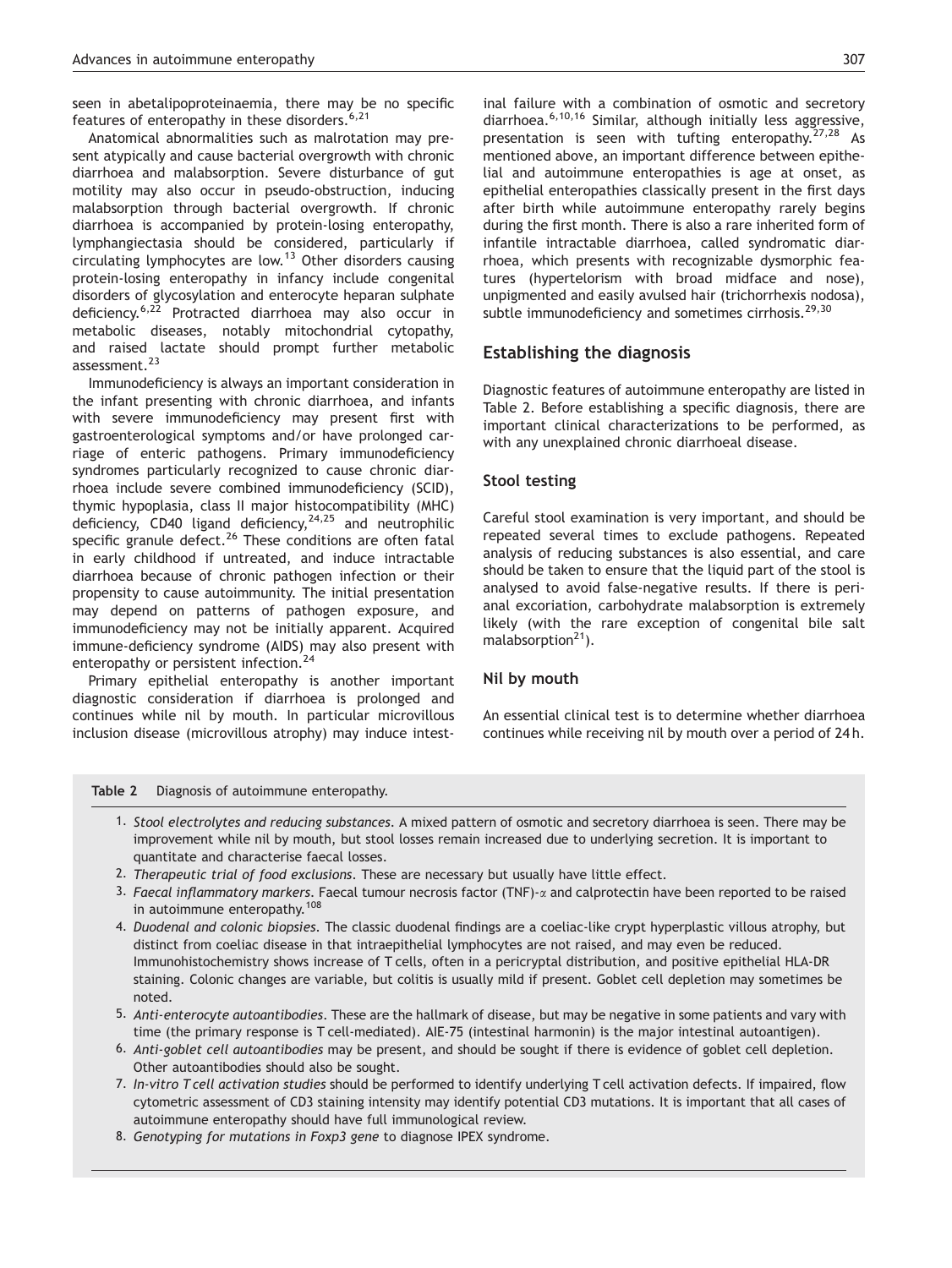seen in abetalipoproteinaemia, there may be no specific features of enteropathy in these disorders.[6,21]

Anatomical abnormalities such as malrotation may present atypically and cause bacterial overgrowth with chronic diarrhoea and malabsorption. Severe disturbance of gut motility may also occur in pseudo-obstruction, inducing malabsorption through bacterial overgrowth. If chronic diarrhoea is accompanied by protein-losing enteropathy, lymphangiectasia should be considered, particularly if circulating lymphocytes are low.[13] Other disorders causing protein-losing enteropathy in infancy include congenital disorders of glycosylation and enterocyte heparan sulphate deficiency.[6,22] Protracted diarrhoea may also occur in metabolic diseases, notably mitochondrial cytopathy, and raised lactate should prompt further metabolic assessment.[23]

Immunodeficiency is always an important consideration in the infant presenting with chronic diarrhoea, and infants with severe immunodeficiency may present first with gastroenterological symptoms and/or have prolonged carriage of enteric pathogens. Primary immunodeficiency syndromes particularly recognized to cause chronic diarrhoea include severe combined immunodeficiency (SCID), thymic hypoplasia, class II major histocompatibility (MHC) deficiency, CD40 ligand deficiency,[24,25] and neutrophilic specific granule defect.[26] These conditions are often fatal in early childhood if untreated, and induce intractable diarrhoea because of chronic pathogen infection or their propensity to cause autoimmunity. The initial presentation may depend on patterns of pathogen exposure, and immunodeficiency may not be initially apparent. Acquired immune-deficiency syndrome (AIDS) may also present with enteropathy or persistent infection.[24]

Primary epithelial enteropathy is another important diagnostic consideration if diarrhoea is prolonged and continues while nil by mouth. In particular microvillus inclusion disease (microvillous atrophy) may induce intestinal failure with a combination of osmotic and secretory diarrhoea.[6,10,16] Similar, although initially less aggressive, presentation is seen with tufting enteropathy.[27,28] As mentioned above, an important difference between epithelial and autoimmune enteropathies is age at onset, as epithelial enteropathies classically present in the first days after birth while autoimmune enteropathy rarely begins during the first month. There is also a rare inherited form of infantile intractable diarrhoea, called syndromatic diarrhoea, which presents with recognizable dysmorphic features (hypertelorism with broad midface and nose), unpigmented and easily avulsed hair (trichorrhexis nodosa), subtle immunodeficiency and sometimes cirrhosis.[29,30]

## Establishing the diagnosis

Diagnostic features of autoimmune enteropathy are listed in Table 2. Before establishing a specific diagnosis, there are important clinical characterizations to be performed, as with any unexplained chronic diarrhoeal disease.

### Stool testing

Careful stool examination is very important, and should be repeated several times to exclude pathogens. Repeated analysis of reducing substances is also essential, and care should be taken to ensure that the liquid part of the stool is analysed to avoid false-negative results. If there is perianal excoriation, carbohydrate malabsorption is extremely likely (with the rare exception of congenital bile salt malabsorption[21]).

### Nil by mouth

An essential clinical test is to determine whether diarrhoea continues while receiving nil by mouth over a period of 24 h.

**Table 2** Diagnosis of autoimmune enteropathy.

1. *Stool electrolytes and reducing substances*. A mixed pattern of osmotic and secretory diarrhoea is seen. There may be improvement while nil by mouth, but stool losses remain increased due to underlying secretion. It is important to quantitate and characterise faecal losses.
2. *Therapeutic trial of food exclusions*. These are necessary but usually have little effect.
3. *Faecal inflammatory markers*. Faecal tumour necrosis factor (TNF)-$\alpha$ and calprotectin have been reported to be raised in autoimmune enteropathy.[108]
4. *Duodenal and colonic biopsies*. The classic duodenal findings are a coeliac-like crypt hyperplastic villous atrophy, but distinct from coeliac disease in that intraepithelial lymphocytes are not raised, and may even be reduced. Immunohistochemistry shows increase of T cells, often in a pericryptal distribution, and positive epithelial HLA-DR staining. Colonic changes are variable, but colitis is usually mild if present. Goblet cell depletion may sometimes be noted.
5. *Anti-enterocyte autoantibodies*. These are the hallmark of disease, but may be negative in some patients and vary with time (the primary response is T cell-mediated). AIE-75 (intestinal harmonin) is the major intestinal autoantigen).
6. *Anti-goblet cell autoantibodies* may be present, and should be sought if there is evidence of goblet cell depletion. Other autoantibodies should also be sought.
7. *In-vitro T cell activation studies* should be performed to identify underlying T cell activation defects. If impaired, flow cytometric assessment of CD3 staining intensity may identify potential CD3 mutations. It is important that all cases of autoimmune enteropathy should have full immunological review.
8. *Genotyping for mutations in Foxp3 gene* to diagnose IPEX syndrome.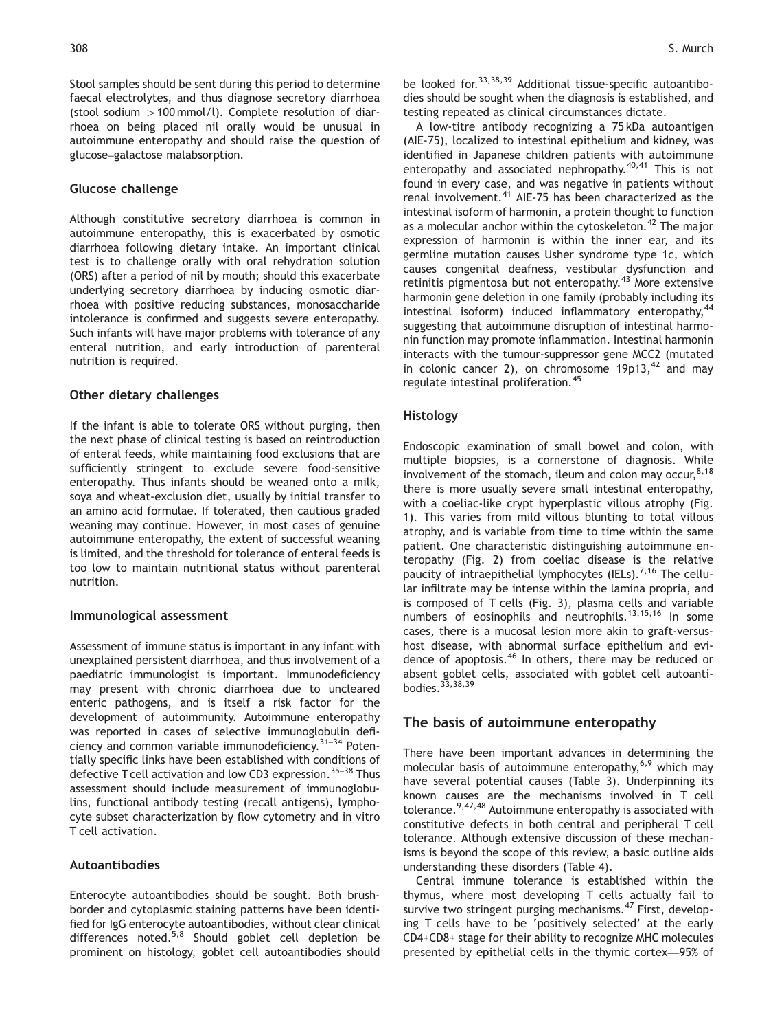Stool samples should be sent during this period to determine faecal electrolytes, and thus diagnose secretory diarrhoea (stool sodium >100 mmol/l). Complete resolution of diarrhoea on being placed nil orally would be unusual in autoimmune enteropathy and should raise the question of glucose–galactose malabsorption.

### Glucose challenge

Although constitutive secretory diarrhoea is common in autoimmune enteropathy, this is exacerbated by osmotic diarrhoea following dietary intake. An important clinical test is to challenge orally with oral rehydration solution (ORS) after a period of nil by mouth; should this exacerbate underlying secretory diarrhoea by inducing osmotic diarrhoea with positive reducing substances, monosaccharide intolerance is confirmed and suggests severe enteropathy. Such infants will have major problems with tolerance of any enteral nutrition, and early introduction of parenteral nutrition is required.

### Other dietary challenges

If the infant is able to tolerate ORS without purging, then the next phase of clinical testing is based on reintroduction of enteral feeds, while maintaining food exclusions that are sufficiently stringent to exclude severe food-sensitive enteropathy. Thus infants should be weaned onto a milk, soya and wheat-exclusion diet, usually by initial transfer to an amino acid formulae. If tolerated, then cautious graded weaning may continue. However, in most cases of genuine autoimmune enteropathy, the extent of successful weaning is limited, and the threshold for tolerance of enteral feeds is too low to maintain nutritional status without parenteral nutrition.

### Immunological assessment

Assessment of immune status is important in any infant with unexplained persistent diarrhoea, and thus involvement of a paediatric immunologist is important. Immunodeficiency may present with chronic diarrhoea due to uncleared enteric pathogens, and is itself a risk factor for the development of autoimmunity. Autoimmune enteropathy was reported in cases of selective immunoglobulin deficiency and common variable immunodeficiency.[31–34] Potentially specific links have been established with conditions of defective T cell activation and low CD3 expression.[35–38] Thus assessment should include measurement of immunoglobulins, functional antibody testing (recall antigens), lymphocyte subset characterization by flow cytometry and in vitro T cell activation.

### Autoantibodies

Enterocyte autoantibodies should be sought. Both brush-border and cytoplasmic staining patterns have been identified for IgG enterocyte autoantibodies, without clear clinical differences noted.[5,8] Should goblet cell depletion be prominent on histology, goblet cell autoantibodies should be looked for.[33,38,39] Additional tissue-specific autoantibodies should be sought when the diagnosis is established, and testing repeated as clinical circumstances dictate.

A low-titre antibody recognizing a 75 kDa autoantigen (AIE-75), localized to intestinal epithelium and kidney, was identified in Japanese children patients with autoimmune enteropathy and associated nephropathy.[40,41] This is not found in every case, and was negative in patients without renal involvement.[41] AIE-75 has been characterized as the intestinal isoform of harmonin, a protein thought to function as a molecular anchor within the cytoskeleton.[42] The major expression of harmonin is within the inner ear, and its germline mutation causes Usher syndrome type 1c, which causes congenital deafness, vestibular dysfunction and retinitis pigmentosa but not enteropathy.[43] More extensive harmonin gene deletion in one family (probably including its intestinal isoform) induced inflammatory enteropathy,[44] suggesting that autoimmune disruption of intestinal harmonin function may promote inflammation. Intestinal harmonin interacts with the tumour-suppressor gene MCC2 (mutated in colonic cancer 2), on chromosome 19p13,[42] and may regulate intestinal proliferation.[45]

### Histology

Endoscopic examination of small bowel and colon, with multiple biopsies, is a cornerstone of diagnosis. While involvement of the stomach, ileum and colon may occur,[8,18] there is more usually severe small intestinal enteropathy, with a coeliac-like crypt hyperplastic villous atrophy (Fig. 1). This varies from mild villous blunting to total villous atrophy, and is variable from time to time within the same patient. One characteristic distinguishing autoimmune enteropathy (Fig. 2) from coeliac disease is the relative paucity of intraepithelial lymphocytes (IELs).[7,16] The cellular infiltrate may be intense within the lamina propria, and is composed of T cells (Fig. 3), plasma cells and variable numbers of eosinophils and neutrophils.[13,15,16] In some cases, there is a mucosal lesion more akin to graft-versus-host disease, with abnormal surface epithelium and evidence of apoptosis.[46] In others, there may be reduced or absent goblet cells, associated with goblet cell autoantibodies.[33,38,39]

## The basis of autoimmune enteropathy

There have been important advances in determining the molecular basis of autoimmune enteropathy,[6,9] which may have several potential causes (Table 3). Underpinning its known causes are the mechanisms involved in T cell tolerance.[9,47,48] Autoimmune enteropathy is associated with constitutive defects in both central and peripheral T cell tolerance. Although extensive discussion of these mechanisms is beyond the scope of this review, a basic outline aids understanding these disorders (Table 4).

Central immune tolerance is established within the thymus, where most developing T cells actually fail to survive two stringent purging mechanisms.[47] First, developing T cells have to be 'positively selected' at the early CD4+CD8+ stage for their ability to recognize MHC molecules presented by epithelial cells in the thymic cortex—95% of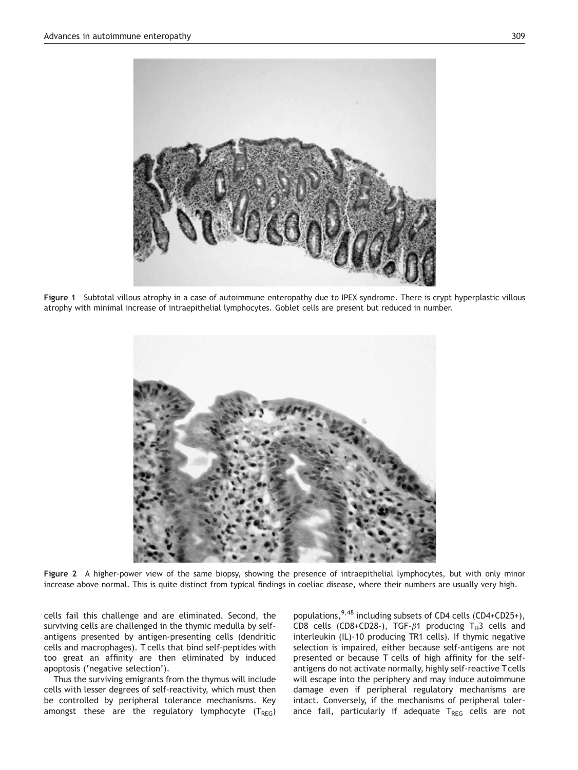**Figure 1** Subtotal villous atrophy in a case of autoimmune enteropathy due to IPEX syndrome. There is crypt hyperplastic villous atrophy with minimal increase of intraepithelial lymphocytes. Goblet cells are present but reduced in number.

**Figure 2** A higher-power view of the same biopsy, showing the presence of intraepithelial lymphocytes, but with only minor increase above normal. This is quite distinct from typical findings in coeliac disease, where their numbers are usually very high.

cells fail this challenge and are eliminated. Second, the surviving cells are challenged in the thymic medulla by self-antigens presented by antigen-presenting cells (dendritic cells and macrophages). T cells that bind self-peptides with too great an affinity are then eliminated by induced apoptosis ('negative selection').

Thus the surviving emigrants from the thymus will include cells with lesser degrees of self-reactivity, which must then be controlled by peripheral tolerance mechanisms. Key amongst these are the regulatory lymphocyte ($T_{REG}$) populations,[9,48] including subsets of CD4 cells (CD4+CD25+), CD8 cells (CD8+CD28-), TGF-$\beta$1 producing $T_H3$ cells and interleukin (IL)-10 producing TR1 cells). If thymic negative selection is impaired, either because self-antigens are not presented or because T cells of high affinity for the self-antigens do not activate normally, highly self-reactive T cells will escape into the periphery and may induce autoimmune damage even if peripheral regulatory mechanisms are intact. Conversely, if the mechanisms of peripheral tolerance fail, particularly if adequate $T_{REG}$ cells are not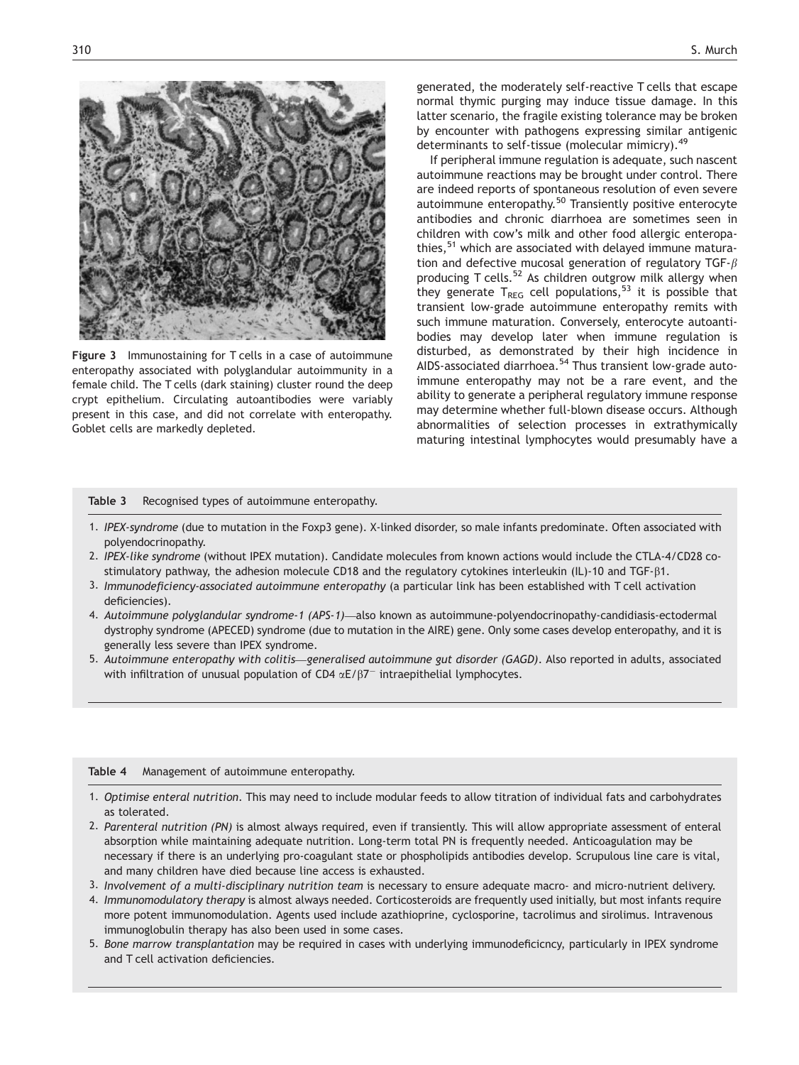**Figure 3** Immunostaining for T cells in a case of autoimmune enteropathy associated with polyglandular autoimmunity in a female child. The T cells (dark staining) cluster round the deep crypt epithelium. Circulating autoantibodies were variably present in this case, and did not correlate with enteropathy. Goblet cells are markedly depleted.

generated, the moderately self-reactive T cells that escape normal thymic purging may induce tissue damage. In this latter scenario, the fragile existing tolerance may be broken by encounter with pathogens expressing similar antigenic determinants to self-tissue (molecular mimicry).[49]

If peripheral immune regulation is adequate, such nascent autoimmune reactions may be brought under control. There are indeed reports of spontaneous resolution of even severe autoimmune enteropathy.[50] Transiently positive enterocyte antibodies and chronic diarrhoea are sometimes seen in children with cow's milk and other food allergic enteropathies,[51] which are associated with delayed immune maturation and defective mucosal generation of regulatory TGF-$\beta$ producing T cells.[52] As children outgrow milk allergy when they generate $T_{REG}$ cell populations,[53] it is possible that transient low-grade autoimmune enteropathy remits with such immune maturation. Conversely, enterocyte autoantibodies may develop later when immune regulation is disturbed, as demonstrated by their high incidence in AIDS-associated diarrhoea.[54] Thus transient low-grade autoimmune enteropathy may not be a rare event, and the ability to generate a peripheral regulatory immune response may determine whether full-blown disease occurs. Although abnormalities of selection processes in extrathymically maturing intestinal lymphocytes would presumably have a

**Table 3** Recognised types of autoimmune enteropathy.

1. *IPEX-syndrome* (due to mutation in the Foxp3 gene). X-linked disorder, so male infants predominate. Often associated with polyendocrinopathy.
2. *IPEX-like syndrome* (without IPEX mutation). Candidate molecules from known actions would include the CTLA-4/CD28 co-stimulatory pathway, the adhesion molecule CD18 and the regulatory cytokines interleukin (IL)-10 and TGF-$\beta$1.
3. *Immunodeficiency-associated autoimmune enteropathy* (a particular link has been established with T cell activation deficiencies).
4. *Autoimmune polyglandular syndrome-1 (APS-1)*—also known as autoimmune-polyendocrinopathy-candidiasis-ectodermal dystrophy syndrome (APECED) syndrome (due to mutation in the AIRE) gene. Only some cases develop enteropathy, and it is generally less severe than IPEX syndrome.
5. *Autoimmune enteropathy with colitis—generalised autoimmune gut disorder (GAGD)*. Also reported in adults, associated with infiltration of unusual population of CD4 $\alpha E/\beta 7^{-}$ intraepithelial lymphocytes.

**Table 4** Management of autoimmune enteropathy.

1. *Optimise enteral nutrition*. This may need to include modular feeds to allow titration of individual fats and carbohydrates as tolerated.
2. *Parenteral nutrition (PN)* is almost always required, even if transiently. This will allow appropriate assessment of enteral absorption while maintaining adequate nutrition. Long-term total PN is frequently needed. Anticoagulation may be necessary if there is an underlying pro-coagulant state or phospholipids antibodies develop. Scrupulous line care is vital, and many children have died because line access is exhausted.
3. *Involvement of a multi-disciplinary nutrition team* is necessary to ensure adequate macro- and micro-nutrient delivery.
4. *Immunomodulatory therapy* is almost always needed. Corticosteroids are frequently used initially, but most infants require more potent immunomodulation. Agents used include azathioprine, cyclosporine, tacrolimus and sirolimus. Intravenous immunoglobulin therapy has also been used in some cases.
5. *Bone marrow transplantation* may be required in cases with underlying immunodeficicncy, particularly in IPEX syndrome and T cell activation deficiencies.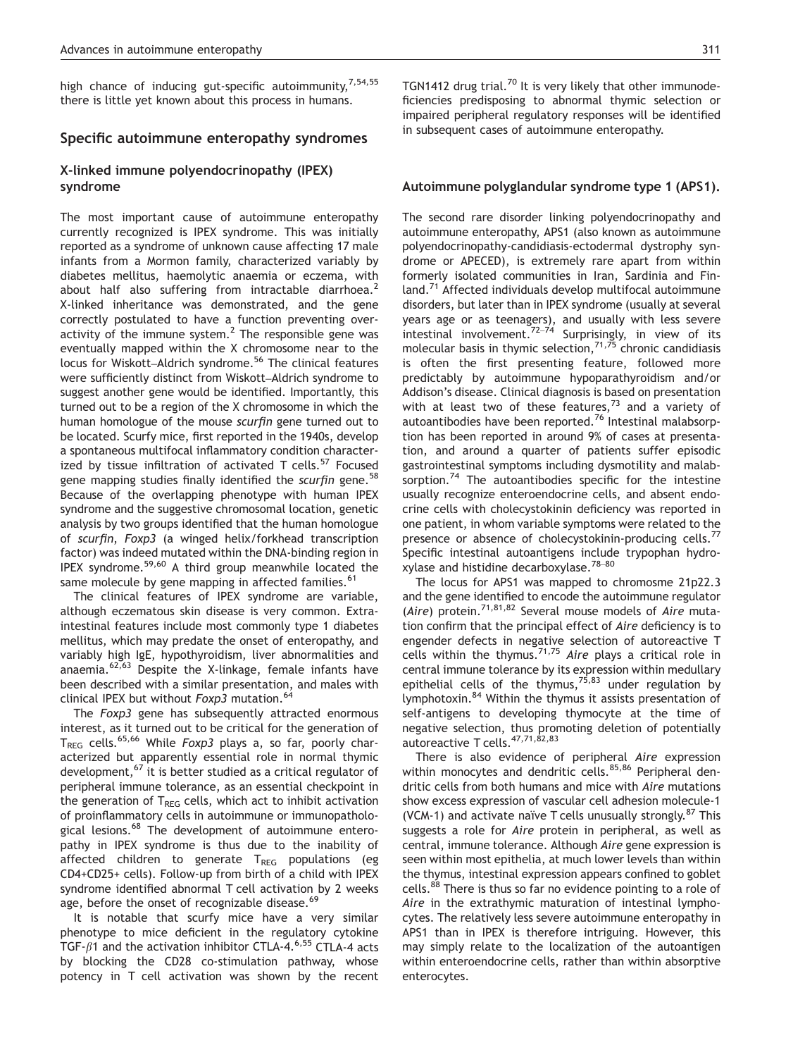high chance of inducing gut-specific autoimmunity,[7,54,55] there is little yet known about this process in humans.

## Specific autoimmune enteropathy syndromes

### X-linked immune polyendocrinopathy (IPEX) syndrome

The most important cause of autoimmune enteropathy currently recognized is IPEX syndrome. This was initially reported as a syndrome of unknown cause affecting 17 male infants from a Mormon family, characterized variably by diabetes mellitus, haemolytic anaemia or eczema, with about half also suffering from intractable diarrhoea.[2] X-linked inheritance was demonstrated, and the gene correctly postulated to have a function preventing overactivity of the immune system.[2] The responsible gene was eventually mapped within the X chromosome near to the locus for Wiskott–Aldrich syndrome.[56] The clinical features were sufficiently distinct from Wiskott–Aldrich syndrome to suggest another gene would be identified. Importantly, this turned out to be a region of the X chromosome in which the human homologue of the mouse *scurfin* gene turned out to be located. Scurfy mice, first reported in the 1940s, develop a spontaneous multifocal inflammatory condition characterized by tissue infiltration of activated T cells.[57] Focused gene mapping studies finally identified the *scurfin* gene.[58] Because of the overlapping phenotype with human IPEX syndrome and the suggestive chromosomal location, genetic analysis by two groups identified that the human homologue of *scurfin*, *Foxp3* (a winged helix/forkhead transcription factor) was indeed mutated within the DNA-binding region in IPEX syndrome.[59,60] A third group meanwhile located the same molecule by gene mapping in affected families.[61]

The clinical features of IPEX syndrome are variable, although eczematous skin disease is very common. Extraintestinal features include most commonly type 1 diabetes mellitus, which may predate the onset of enteropathy, and variably high IgE, hypothyroidism, liver abnormalities and anaemia.[62,63] Despite the X-linkage, female infants have been described with a similar presentation, and males with clinical IPEX but without *Foxp3* mutation.[64]

The *Foxp3* gene has subsequently attracted enormous interest, as it turned out to be critical for the generation of $T_{REG}$ cells.[65,66] While *Foxp3* plays a, so far, poorly characterized but apparently essential role in normal thymic development,[67] it is better studied as a critical regulator of peripheral immune tolerance, as an essential checkpoint in the generation of $T_{REG}$ cells, which act to inhibit activation of proinflammatory cells in autoimmune or immunopathological lesions.[68] The development of autoimmune enteropathy in IPEX syndrome is thus due to the inability of affected children to generate $T_{REG}$ populations (eg CD4+CD25+ cells). Follow-up from birth of a child with IPEX syndrome identified abnormal T cell activation by 2 weeks age, before the onset of recognizable disease.[69]

It is notable that scurfy mice have a very similar phenotype to mice deficient in the regulatory cytokine TGF-$\beta$1 and the activation inhibitor CTLA-4.[6,55] CTLA-4 acts by blocking the CD28 co-stimulation pathway, whose potency in T cell activation was shown by the recent TGN1412 drug trial.[70] It is very likely that other immunodeficiencies predisposing to abnormal thymic selection or impaired peripheral regulatory responses will be identified in subsequent cases of autoimmune enteropathy.

### Autoimmune polyglandular syndrome type 1 (APS1).

The second rare disorder linking polyendocrinopathy and autoimmune enteropathy, APS1 (also known as autoimmune polyendocrinopathy-candidiasis-ectodermal dystrophy syndrome or APECED), is extremely rare apart from within formerly isolated communities in Iran, Sardinia and Finland.[71] Affected individuals develop multifocal autoimmune disorders, but later than in IPEX syndrome (usually at several years age or as teenagers), and usually with less severe intestinal involvement.[72–74] Surprisingly, in view of its molecular basis in thymic selection,[71,75] chronic candidiasis is often the first presenting feature, followed more predictably by autoimmune hypoparathyroidism and/or Addison's disease. Clinical diagnosis is based on presentation with at least two of these features,[73] and a variety of autoantibodies have been reported.[76] Intestinal malabsorption has been reported in around 9% of cases at presentation, and around a quarter of patients suffer episodic gastrointestinal symptoms including dysmotility and malabsorption.[74] The autoantibodies specific for the intestine usually recognize enteroendocrine cells, and absent endocrine cells with cholecystokinin deficiency was reported in one patient, in whom variable symptoms were related to the presence or absence of cholecystokinin-producing cells.[77] Specific intestinal autoantigens include trypophan hydroxylase and histidine decarboxylase.[78–80]

The locus for APS1 was mapped to chromosme 21p22.3 and the gene identified to encode the autoimmune regulator (*Aire*) protein.[71,81,82] Several mouse models of *Aire* mutation confirm that the principal effect of *Aire* deficiency is to engender defects in negative selection of autoreactive T cells within the thymus.[71,75] *Aire* plays a critical role in central immune tolerance by its expression within medullary epithelial cells of the thymus,[75,83] under regulation by lymphotoxin.[84] Within the thymus it assists presentation of self-antigens to developing thymocyte at the time of negative selection, thus promoting deletion of potentially autoreactive T cells.[47,71,82,83]

There is also evidence of peripheral *Aire* expression within monocytes and dendritic cells.[85,86] Peripheral dendritic cells from both humans and mice with *Aire* mutations show excess expression of vascular cell adhesion molecule-1 (VCM-1) and activate naïve T cells unusually strongly.[87] This suggests a role for *Aire* protein in peripheral, as well as central, immune tolerance. Although *Aire* gene expression is seen within most epithelia, at much lower levels than within the thymus, intestinal expression appears confined to goblet cells.[88] There is thus so far no evidence pointing to a role of *Aire* in the extrathymic maturation of intestinal lymphocytes. The relatively less severe autoimmune enteropathy in APS1 than in IPEX is therefore intriguing. However, this may simply relate to the localization of the autoantigen within enteroendocrine cells, rather than within absorptive enterocytes.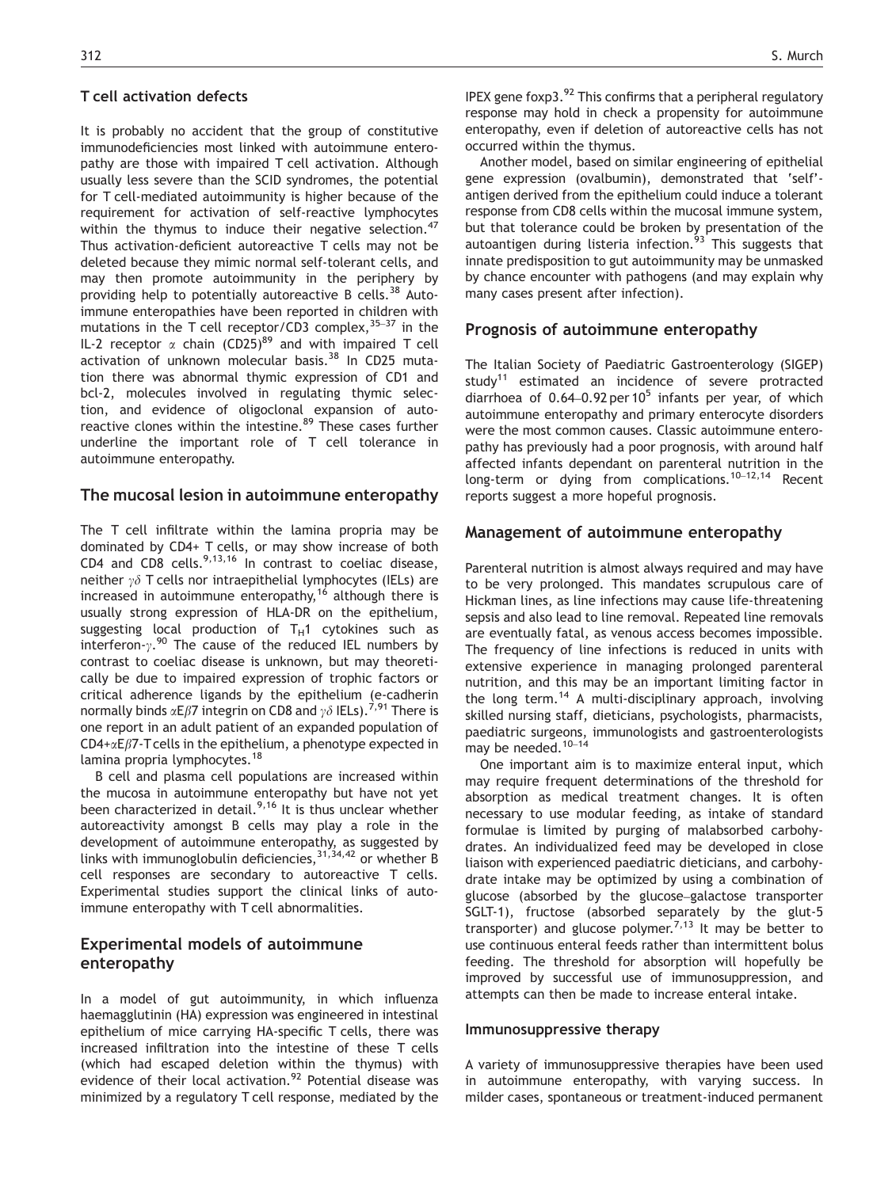### T cell activation defects

It is probably no accident that the group of constitutive immunodeficiencies most linked with autoimmune enteropathy are those with impaired T cell activation. Although usually less severe than the SCID syndromes, the potential for T cell-mediated autoimmunity is higher because of the requirement for activation of self-reactive lymphocytes within the thymus to induce their negative selection.[47] Thus activation-deficient autoreactive T cells may not be deleted because they mimic normal self-tolerant cells, and may then promote autoimmunity in the periphery by providing help to potentially autoreactive B cells.[38] Autoimmune enteropathies have been reported in children with mutations in the T cell receptor/CD3 complex,[35–37] in the IL-2 receptor $\alpha$ chain (CD25)[89] and with impaired T cell activation of unknown molecular basis.[38] In CD25 mutation there was abnormal thymic expression of CD1 and bcl-2, molecules involved in regulating thymic selection, and evidence of oligoclonal expansion of autoreactive clones within the intestine.[89] These cases further underline the important role of T cell tolerance in autoimmune enteropathy.

## The mucosal lesion in autoimmune enteropathy

The T cell infiltrate within the lamina propria may be dominated by CD4+ T cells, or may show increase of both CD4 and CD8 cells.[9,13,16] In contrast to coeliac disease, neither $\gamma\delta$ T cells nor intraepithelial lymphocytes (IELs) are increased in autoimmune enteropathy,[16] although there is usually strong expression of HLA-DR on the epithelium, suggesting local production of $T_H1$ cytokines such as interferon-$\gamma$.[90] The cause of the reduced IEL numbers by contrast to coeliac disease is unknown, but may theoretically be due to impaired expression of trophic factors or critical adherence ligands by the epithelium (e-cadherin normally binds $\alpha E\beta 7$ integrin on CD8 and $\gamma\delta$ IELs).[7,91] There is one report in an adult patient of an expanded population of CD4+$\alpha E\beta 7$-T cells in the epithelium, a phenotype expected in lamina propria lymphocytes.[18]

B cell and plasma cell populations are increased within the mucosa in autoimmune enteropathy but have not yet been characterized in detail.[9,16] It is thus unclear whether autoreactivity amongst B cells may play a role in the development of autoimmune enteropathy, as suggested by links with immunoglobulin deficiencies,[31,34,42] or whether B cell responses are secondary to autoreactive T cells. Experimental studies support the clinical links of autoimmune enteropathy with T cell abnormalities.

## Experimental models of autoimmune enteropathy

In a model of gut autoimmunity, in which influenza haemagglutinin (HA) expression was engineered in intestinal epithelium of mice carrying HA-specific T cells, there was increased infiltration into the intestine of these T cells (which had escaped deletion within the thymus) with evidence of their local activation.[92] Potential disease was minimized by a regulatory T cell response, mediated by the IPEX gene foxp3.[92] This confirms that a peripheral regulatory response may hold in check a propensity for autoimmune enteropathy, even if deletion of autoreactive cells has not occurred within the thymus.

Another model, based on similar engineering of epithelial gene expression (ovalbumin), demonstrated that 'self'-antigen derived from the epithelium could induce a tolerant response from CD8 cells within the mucosal immune system, but that tolerance could be broken by presentation of the autoantigen during listeria infection.[93] This suggests that innate predisposition to gut autoimmunity may be unmasked by chance encounter with pathogens (and may explain why many cases present after infection).

## Prognosis of autoimmune enteropathy

The Italian Society of Paediatric Gastroenterology (SIGEP) study[11] estimated an incidence of severe protracted diarrhoea of 0.64–0.92 per $10^5$ infants per year, of which autoimmune enteropathy and primary enterocyte disorders were the most common causes. Classic autoimmune enteropathy has previously had a poor prognosis, with around half affected infants dependant on parenteral nutrition in the long-term or dying from complications.[10–12,14] Recent reports suggest a more hopeful prognosis.

## Management of autoimmune enteropathy

Parenteral nutrition is almost always required and may have to be very prolonged. This mandates scrupulous care of Hickman lines, as line infections may cause life-threatening sepsis and also lead to line removal. Repeated line removals are eventually fatal, as venous access becomes impossible. The frequency of line infections is reduced in units with extensive experience in managing prolonged parenteral nutrition, and this may be an important limiting factor in the long term.[14] A multi-disciplinary approach, involving skilled nursing staff, dieticians, psychologists, pharmacists, paediatric surgeons, immunologists and gastroenterologists may be needed.[10–14]

One important aim is to maximize enteral input, which may require frequent determinations of the threshold for absorption as medical treatment changes. It is often necessary to use modular feeding, as intake of standard formulae is limited by purging of malabsorbed carbohydrates. An individualized feed may be developed in close liaison with experienced paediatric dieticians, and carbohydrate intake may be optimized by using a combination of glucose (absorbed by the glucose–galactose transporter SGLT-1), fructose (absorbed separately by the glut-5 transporter) and glucose polymer.[7,13] It may be better to use continuous enteral feeds rather than intermittent bolus feeding. The threshold for absorption will hopefully be improved by successful use of immunosuppression, and attempts can then be made to increase enteral intake.

### Immunosuppressive therapy

A variety of immunosuppressive therapies have been used in autoimmune enteropathy, with varying success. In milder cases, spontaneous or treatment-induced permanent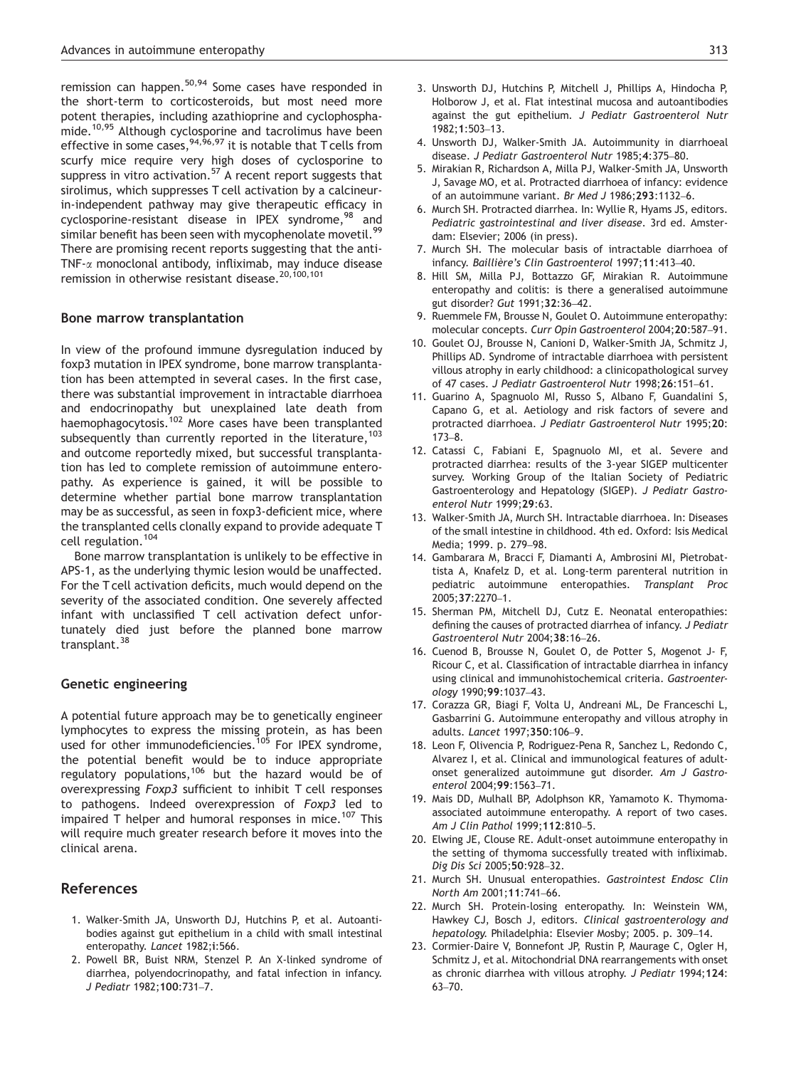remission can happen.[50,94] Some cases have responded in the short-term to corticosteroids, but most need more potent therapies, including azathioprine and cyclophosphamide.[10,95] Although cyclosporine and tacrolimus have been effective in some cases,[94,96,97] it is notable that T cells from scurfy mice require very high doses of cyclosporine to suppress in vitro activation.[57] A recent report suggests that sirolimus, which suppresses T cell activation by a calcineurin-independent pathway may give therapeutic efficacy in cyclosporine-resistant disease in IPEX syndrome,[98] and similar benefit has been seen with mycophenolate movetil.[99] There are promising recent reports suggesting that the anti-TNF-$\alpha$ monoclonal antibody, infliximab, may induce disease remission in otherwise resistant disease.[20,100,101]

### Bone marrow transplantation

In view of the profound immune dysregulation induced by foxp3 mutation in IPEX syndrome, bone marrow transplantation has been attempted in several cases. In the first case, there was substantial improvement in intractable diarrhoea and endocrinopathy but unexplained late death from haemophagocytosis.[102] More cases have been transplanted subsequently than currently reported in the literature,[103] and outcome reportedly mixed, but successful transplantation has led to complete remission of autoimmune enteropathy. As experience is gained, it will be possible to determine whether partial bone marrow transplantation may be as successful, as seen in foxp3-deficient mice, where the transplanted cells clonally expand to provide adequate T cell regulation.[104]

Bone marrow transplantation is unlikely to be effective in APS-1, as the underlying thymic lesion would be unaffected. For the T cell activation deficits, much would depend on the severity of the associated condition. One severely affected infant with unclassified T cell activation defect unfortunately died just before the planned bone marrow transplant.[38]

### Genetic engineering

A potential future approach may be to genetically engineer lymphocytes to express the missing protein, as has been used for other immunodeficiencies.[105] For IPEX syndrome, the potential benefit would be to induce appropriate regulatory populations,[106] but the hazard would be of overexpressing *Foxp3* sufficient to inhibit T cell responses to pathogens. Indeed overexpression of *Foxp3* led to impaired T helper and humoral responses in mice.[107] This will require much greater research before it moves into the clinical arena.

## References

1. Walker-Smith JA, Unsworth DJ, Hutchins P, et al. Autoantibodies against gut epithelium in a child with small intestinal enteropathy. *Lancet* 1982;**i**:566.
2. Powell BR, Buist NRM, Stenzel P. An X-linked syndrome of diarrhea, polyendocrinopathy, and fatal infection in infancy. *J Pediatr* 1982;**100**:731–7.
3. Unsworth DJ, Hutchins P, Mitchell J, Phillips A, Hindocha P, Holborow J, et al. Flat intestinal mucosa and autoantibodies against the gut epithelium. *J Pediatr Gastroenterol Nutr* 1982;**1**:503–13.
4. Unsworth DJ, Walker-Smith JA. Autoimmunity in diarrhoeal disease. *J Pediatr Gastroenterol Nutr* 1985;**4**:375–80.
5. Mirakian R, Richardson A, Milla PJ, Walker-Smith JA, Unsworth J, Savage MO, et al. Protracted diarrhoea of infancy: evidence of an autoimmune variant. *Br Med J* 1986;**293**:1132–6.
6. Murch SH. Protracted diarrhea. In: Wyllie R, Hyams JS, editors. *Pediatric gastrointestinal and liver disease*. 3rd ed. Amsterdam: Elsevier; 2006 (in press).
7. Murch SH. The molecular basis of intractable diarrhoea of infancy. *Baillière's Clin Gastroenterol* 1997;**11**:413–40.
8. Hill SM, Milla PJ, Bottazzo GF, Mirakian R. Autoimmune enteropathy and colitis: is there a generalised autoimmune gut disorder? *Gut* 1991;**32**:36–42.
9. Ruemmele FM, Brousse N, Goulet O. Autoimmune enteropathy: molecular concepts. *Curr Opin Gastroenterol* 2004;**20**:587–91.
10. Goulet OJ, Brousse N, Canioni D, Walker-Smith JA, Schmitz J, Phillips AD. Syndrome of intractable diarrhoea with persistent villous atrophy in early childhood: a clinicopathological survey of 47 cases. *J Pediatr Gastroenterol Nutr* 1998;**26**:151–61.
11. Guarino A, Spagnuolo MI, Russo S, Albano F, Guandalini S, Capano G, et al. Aetiology and risk factors of severe and protracted diarrhoea. *J Pediatr Gastroenterol Nutr* 1995;**20**: 173–8.
12. Catassi C, Fabiani E, Spagnuolo MI, et al. Severe and protracted diarrhea: results of the 3-year SIGEP multicenter survey. Working Group of the Italian Society of Pediatric Gastroenterology and Hepatology (SIGEP). *J Pediatr Gastroenterol Nutr* 1999;**29**:63.
13. Walker-Smith JA, Murch SH. Intractable diarrhoea. In: Diseases of the small intestine in childhood. 4th ed. Oxford: Isis Medical Media; 1999. p. 279–98.
14. Gambarara M, Bracci F, Diamanti A, Ambrosini MI, Pietrobattista A, Knafelz D, et al. Long-term parenteral nutrition in pediatric autoimmune enteropathies. *Transplant Proc* 2005;**37**:2270–1.
15. Sherman PM, Mitchell DJ, Cutz E. Neonatal enteropathies: defining the causes of protracted diarrhea of infancy. *J Pediatr Gastroenterol Nutr* 2004;**38**:16–26.
16. Cuenod B, Brousse N, Goulet O, De Potter S, Mogenot J- F, Ricour C, et al. Classification of intractable diarrhea in infancy using clinical and immunohistochemical criteria. *Gastroenterology* 1990;**99**:1037–43.
17. Corazza GR, Biagi F, Volta U, Andreani ML, De Franceschi L, Gasbarrini G. Autoimmune enteropathy and villous atrophy in adults. *Lancet* 1997;**350**:106–9.
18. Leon F, Olivencia P, Rodriguez-Pena R, Sanchez L, Redondo C, Alvarez I, et al. Clinical and immunological features of adult-onset generalized autoimmune gut disorder. *Am J Gastroenterol* 2004;**99**:1563–71.
19. Mais DD, Mulhall BP, Adolphson KR, Yamamoto K. Thymoma-associated autoimmune enteropathy. A report of two cases. *Am J Clin Pathol* 1999;**112**:810–5.
20. Elwing JE, Clouse RE. Adult-onset autoimmune enteropathy in the setting of thymoma successfully treated with infliximab. *Dig Dis Sci* 2005;**50**:928–32.
21. Murch SH. Unusual enteropathies. *Gastrointest Endosc Clin North Am* 2001;**11**:741–66.
22. Murch SH. Protein-losing enteropathy. In: Weinstein WM, Hawkey CJ, Bosch J, editors. *Clinical gastroenterology and hepatology.* Philadelphia: Elsevier Mosby; 2005. p. 309–14.
23. Cormier-Daire V, Bonnefont JP, Rustin P, Maurage C, Ogler H, Schmitz J, et al. Mitochondrial DNA rearrangements with onset as chronic diarrhea with villous atrophy. *J Pediatr* 1994;**124**: 63–70.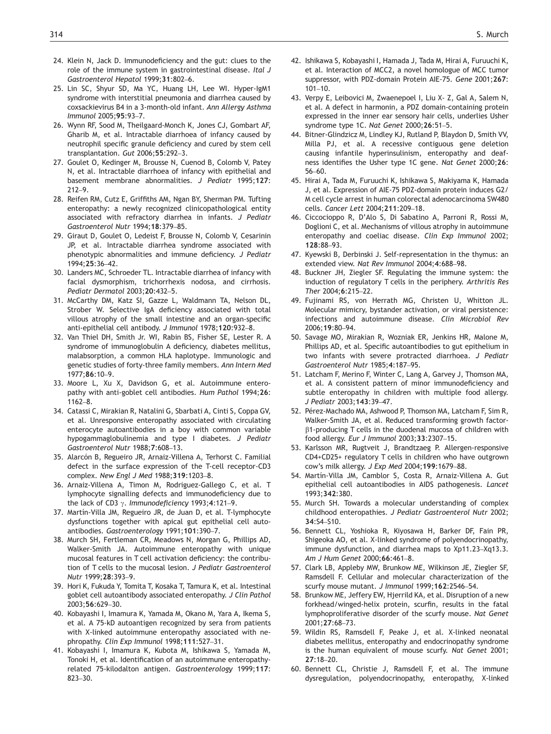24. Klein N, Jack D. Immunodeficiency and the gut: clues to the role of the immune system in gastrointestinal disease. *Ital J Gastroenterol Hepatol* 1999;**31**:802–6.
25. Lin SC, Shyur SD, Ma YC, Huang LH, Lee WI. Hyper-IgM1 syndrome with interstitial pneumonia and diarrhea caused by coxsackievirus B4 in a 3-month-old infant. *Ann Allergy Asthma Immunol* 2005;**95**:93–7.
26. Wynn RF, Sood M, Theilgaard-Monch K, Jones CJ, Gombart AF, Gharib M, et al. Intractable diarrhoea of infancy caused by neutrophil specific granule deficiency and cured by stem cell transplantation. *Gut* 2006;**55**:292–3.
27. Goulet O, Kedinger M, Brousse N, Cuenod B, Colomb V, Patey N, et al. Intractable diarrhoea of infancy with epithelial and basement membrane abnormalities. *J Pediatr* 1995;**127**: 212–9.
28. Reifen RM, Cutz E, Griffiths AM, Ngan BY, Sherman PM. Tufting enteropathy: a newly recognized clinicopathological entity associated with refractory diarrhea in infants. *J Pediatr Gastroenterol Nutr* 1994;**18**:379–85.
29. Giraut D, Goulet O, Ledeist F, Brousse N, Colomb V, Cesarinin JP, et al. Intractable diarrhea syndrome associated with phenotypic abnormalities and immune deficiency. *J Pediatr* 1994;**25**:36–42.
30. Landers MC, Schroeder TL. Intractable diarrhea of infancy with facial dysmorphism, trichorrhexis nodosa, and cirrhosis. *Pediatr Dermatol* 2003;**20**:432–5.
31. McCarthy DM, Katz SI, Gazze L, Waldmann TA, Nelson DL, Strober W. Selective IgA deficiency associated with total villous atrophy of the small intestine and an organ-specific anti-epithelial cell antibody. *J Immunol* 1978;**120**:932–8.
32. Van Thiel DH, Smith Jr. WI, Rabin BS, Fisher SE, Lester R. A syndrome of immunoglobulin A deficiency, diabetes mellitus, malabsorption, a common HLA haplotype. Immunologic and genetic studies of forty-three family members. *Ann Intern Med* 1977;**86**:10–9.
33. Moore L, Xu X, Davidson G, et al. Autoimmune enteropathy with anti-goblet cell antibodies. *Hum Pathol* 1994;**26**: 1162–8.
34. Catassi C, Mirakian R, Natalini G, Sbarbati A, Cinti S, Coppa GV, et al. Unresponsive enteropathy associated with circulating enterocyte autoantibodies in a boy with common variable hypogammaglobulinemia and type I diabetes. *J Pediatr Gastroenterol Nutr* 1988;**7**:608–13.
35. Alarcón B, Regueiro JR, Arnaiz-Villena A, Terhorst C. Familial defect in the surface expression of the T-cell receptor-CD3 complex. *New Engl J Med* 1988;**319**:1203–8.
36. Arnaiz-Villena A, Timon M, Rodriguez-Gallego C, et al. T lymphocyte signalling defects and immunodeficiency due to the lack of CD3 γ. *Immunodeficiency* 1993;**4**:121–9.
37. Martín-Villa JM, Regueiro JR, de Juan D, et al. T-lymphocyte dysfunctions together with apical gut epithelial cell autoantibodies. *Gastroenterology* 1991;**101**:390–7.
38. Murch SH, Fertleman CR, Meadows N, Morgan G, Phillips AD, Walker-Smith JA. Autoimmune enteropathy with unique mucosal features in T cell activation deficiency: the contribution of T cells to the mucosal lesion. *J Pediatr Gastroenterol Nutr* 1999;**28**:393–9.
39. Hori K, Fukuda Y, Tomita T, Kosaka T, Tamura K, et al. Intestinal goblet cell autoantibody associated enteropathy. *J Clin Pathol* 2003;**56**:629–30.
40. Kobayashi I, Imamura K, Yamada M, Okano M, Yara A, Ikema S, et al. A 75-kD autoantigen recognized by sera from patients with X-linked autoimmune enteropathy associated with nephropathy. *Clin Exp Immunol* 1998;**111**:527–31.
41. Kobayashi I, Imamura K, Kubota M, Ishikawa S, Yamada M, Tonoki H, et al. Identification of an autoimmune enteropathy-related 75-kilodalton antigen. *Gastroenterology* 1999;**117**: 823–30.
42. Ishikawa S, Kobayashi I, Hamada J, Tada M, Hirai A, Furuuchi K, et al. Interaction of MCC2, a novel homologue of MCC tumor suppressor, with PDZ-domain Protein AIE-75. *Gene* 2001;**267**: 101–10.
43. Verpy E, Leibovici M, Zwaenepoel I, Liu X- Z, Gal A, Salem N, et al. A defect in harmonin, a PDZ domain-containing protein expressed in the inner ear sensory hair cells, underlies Usher syndrome type 1C. *Nat Genet* 2000;**26**:51–5.
44. Bitner-Glindzicz M, Lindley KJ, Rutland P, Blaydon D, Smith VV, Milla PJ, et al. A recessive contiguous gene deletion causing infantile hyperinsulinism, enteropathy and deafness identifies the Usher type 1C gene. *Nat Genet* 2000;**26**: 56–60.
45. Hirai A, Tada M, Furuuchi K, Ishikawa S, Makiyama K, Hamada J, et al. Expression of AIE-75 PDZ-domain protein induces G2/M cell cycle arrest in human colorectal adenocarcinoma SW480 cells. *Cancer Lett* 2004;**211**:209–18.
46. Ciccocioppo R, D'Alo S, Di Sabatino A, Parroni R, Rossi M, Doglioni C, et al. Mechanisms of villous atrophy in autoimmune enteropathy and coeliac disease. *Clin Exp Immunol* 2002; **128**:88–93.
47. Kyewski B, Derbinski J. Self-representation in the thymus: an extended view. *Nat Rev Immunol* 2004;**4**:688–98.
48. Buckner JH, Ziegler SF. Regulating the immune system: the induction of regulatory T cells in the periphery. *Arthritis Res Ther* 2004;**6**:215–22.
49. Fujinami RS, von Herrath MG, Christen U, Whitton JL. Molecular mimicry, bystander activation, or viral persistence: infections and autoimmune disease. *Clin Microbiol Rev* 2006;**19**:80–94.
50. Savage MO, Mirakian R, Wozniak ER, Jenkins HR, Malone M, Phillips AD, et al. Specific autoantibodies to gut epithelium in two infants with severe protracted diarrhoea. *J Pediatr Gastroenterol Nutr* 1985;**4**:187–95.
51. Latcham F, Merino F, Winter C, Lang A, Garvey J, Thomson MA, et al. A consistent pattern of minor immunodeficiency and subtle enteropathy in children with multiple food allergy. *J Pediatr* 2003;**143**:39–47.
52. Pérez-Machado MA, Ashwood P, Thomson MA, Latcham F, Sim R, Walker-Smith JA, et al. Reduced transforming growth factor-β1-producing T cells in the duodenal mucosa of children with food allergy. *Eur J Immunol* 2003;**33**:2307–15.
53. Karlsson MR, Rugtveit J, Brandtzaeg P. Allergen-responsive CD4+CD25+ regulatory T cells in children who have outgrown cow's milk allergy. *J Exp Med* 2004;**199**:1679–88.
54. Martín-Villa JM, Camblor S, Costa R, Arnaiz-Villena A. Gut epithelial cell autoantibodies in AIDS pathogenesis. *Lancet* 1993;**342**:380.
55. Murch SH. Towards a molecular understanding of complex childhood enteropathies. *J Pediatr Gastroenterol Nutr* 2002; **34**:S4–S10.
56. Bennett CL, Yoshioka R, Kiyosawa H, Barker DF, Fain PR, Shigeoka AO, et al. X-linked syndrome of polyendocrinopathy, immune dysfunction, and diarrhea maps to Xp11.23–Xq13.3. *Am J Hum Genet* 2000;**66**:461–8.
57. Clark LB, Appleby MW, Brunkow ME, Wilkinson JE, Ziegler SF, Ramsdell F. Cellular and molecular characterization of the scurfy mouse mutant. *J Immunol* 1999;**162**:2546–54.
58. Brunkow ME, Jeffery EW, Hjerrild KA, et al. Disruption of a new forkhead/winged-helix protein, scurfin, results in the fatal lymphoproliferative disorder of the scurfy mouse. *Nat Genet* 2001;**27**:68–73.
59. Wildin RS, Ramsdell F, Peake J, et al. X-linked neonatal diabetes mellitus, enteropathy and endocrinopathy syndrome is the human equivalent of mouse scurfy. *Nat Genet* 2001; **27**:18–20.
60. Bennett CL, Christie J, Ramsdell F, et al. The immune dysregulation, polyendocrinopathy, enteropathy, X-linked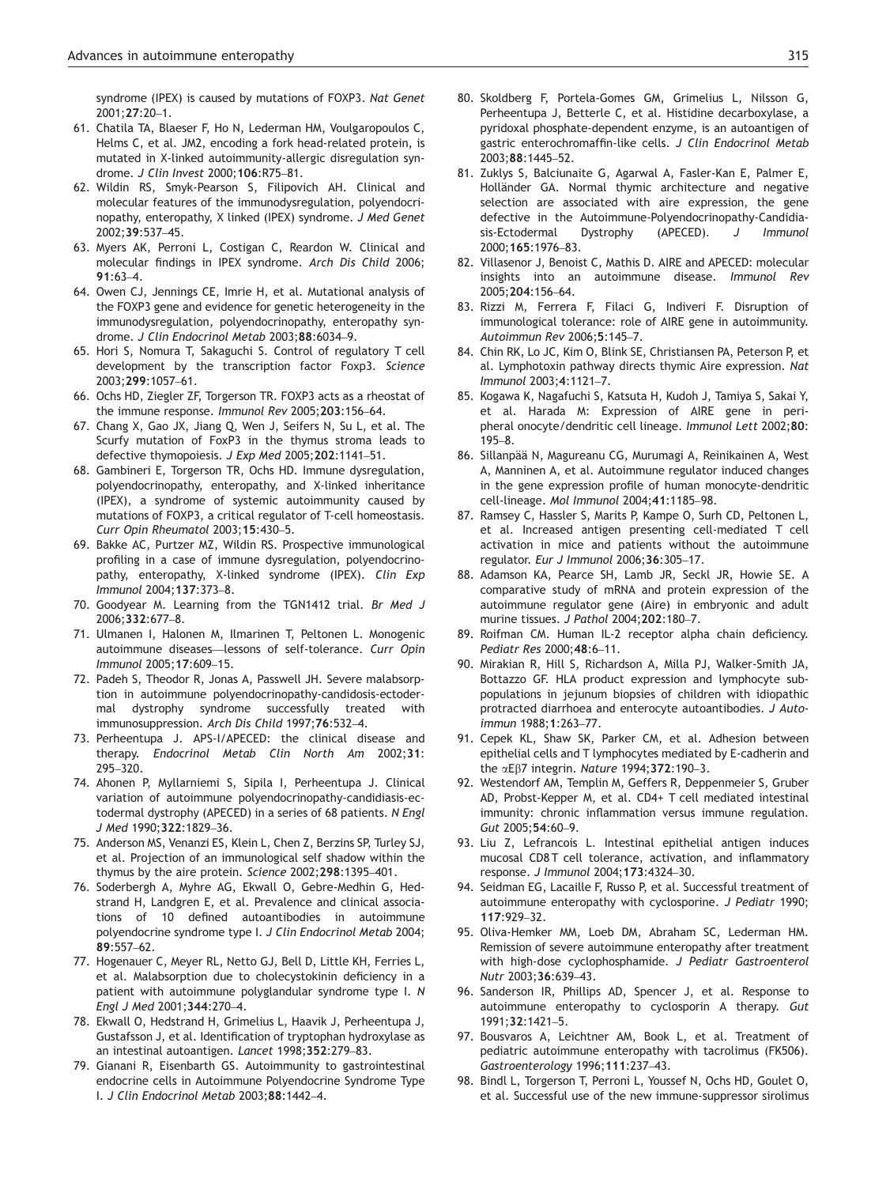syndrome (IPEX) is caused by mutations of FOXP3. *Nat Genet* 2001;**27**:20–1.

61. Chatila TA, Blaeser F, Ho N, Lederman HM, Voulgaropoulos C, Helms C, et al. JM2, encoding a fork head-related protein, is mutated in X-linked autoimmunity-allergic disregulation syndrome. *J Clin Invest* 2000;**106**:R75–81.
62. Wildin RS, Smyk-Pearson S, Filipovich AH. Clinical and molecular features of the immunodysregulation, polyendocrinopathy, enteropathy, X linked (IPEX) syndrome. *J Med Genet* 2002;**39**:537–45.
63. Myers AK, Perroni L, Costigan C, Reardon W. Clinical and molecular findings in IPEX syndrome. *Arch Dis Child* 2006; **91**:63–4.
64. Owen CJ, Jennings CE, Imrie H, et al. Mutational analysis of the FOXP3 gene and evidence for genetic heterogeneity in the immunodysregulation, polyendocrinopathy, enteropathy syndrome. *J Clin Endocrinol Metab* 2003;**88**:6034–9.
65. Hori S, Nomura T, Sakaguchi S. Control of regulatory T cell development by the transcription factor Foxp3. *Science* 2003;**299**:1057–61.
66. Ochs HD, Ziegler ZF, Torgerson TR. FOXP3 acts as a rheostat of the immune response. *Immunol Rev* 2005;**203**:156–64.
67. Chang X, Gao JX, Jiang Q, Wen J, Seifers N, Su L, et al. The Scurfy mutation of FoxP3 in the thymus stroma leads to defective thymopoiesis. *J Exp Med* 2005;**202**:1141–51.
68. Gambineri E, Torgerson TR, Ochs HD. Immune dysregulation, polyendocrinopathy, enteropathy, and X-linked inheritance (IPEX), a syndrome of systemic autoimmunity caused by mutations of FOXP3, a critical regulator of T-cell homeostasis. *Curr Opin Rheumatol* 2003;**15**:430–5.
69. Bakke AC, Purtzer MZ, Wildin RS. Prospective immunological profiling in a case of immune dysregulation, polyendocrinopathy, enteropathy, X-linked syndrome (IPEX). *Clin Exp Immunol* 2004;**137**:373–8.
70. Goodyear M. Learning from the TGN1412 trial. *Br Med J* 2006;**332**:677–8.
71. Ulmanen I, Halonen M, Ilmarinen T, Peltonen L. Monogenic autoimmune diseases—lessons of self-tolerance. *Curr Opin Immunol* 2005;**17**:609–15.
72. Padeh S, Theodor R, Jonas A, Passwell JH. Severe malabsorption in autoimmune polyendocrinopathy-candidosis-ectodermal dystrophy syndrome successfully treated with immunosuppression. *Arch Dis Child* 1997;**76**:532–4.
73. Perheentupa J. APS-I/APECED: the clinical disease and therapy. *Endocrinol Metab Clin North Am* 2002;**31**: 295–320.
74. Ahonen P, Myllarniemi S, Sipila I, Perheentupa J. Clinical variation of autoimmune polyendocrinopathy-candidiasis-ectodermal dystrophy (APECED) in a series of 68 patients. *N Engl J Med* 1990;**322**:1829–36.
75. Anderson MS, Venanzi ES, Klein L, Chen Z, Berzins SP, Turley SJ, et al. Projection of an immunological self shadow within the thymus by the aire protein. *Science* 2002;**298**:1395–401.
76. Soderbergh A, Myhre AG, Ekwall O, Gebre-Medhin G, Hedstrand H, Landgren E, et al. Prevalence and clinical associations of 10 defined autoantibodies in autoimmune polyendocrine syndrome type I. *J Clin Endocrinol Metab* 2004; **89**:557–62.
77. Hogenauer C, Meyer RL, Netto GJ, Bell D, Little KH, Ferries L, et al. Malabsorption due to cholecystokinin deficiency in a patient with autoimmune polyglandular syndrome type I. *N Engl J Med* 2001;**344**:270–4.
78. Ekwall O, Hedstrand H, Grimelius L, Haavik J, Perheentupa J, Gustafsson J, et al. Identification of tryptophan hydroxylase as an intestinal autoantigen. *Lancet* 1998;**352**:279–83.
79. Gianani R, Eisenbarth GS. Autoimmunity to gastrointestinal endocrine cells in Autoimmune Polyendocrine Syndrome Type I. *J Clin Endocrinol Metab* 2003;**88**:1442–4.
80. Skoldberg F, Portela-Gomes GM, Grimelius L, Nilsson G, Perheentupa J, Betterle C, et al. Histidine decarboxylase, a pyridoxal phosphate-dependent enzyme, is an autoantigen of gastric enterochromaffin-like cells. *J Clin Endocrinol Metab* 2003;**88**:1445–52.
81. Zuklys S, Balciunaite G, Agarwal A, Fasler-Kan E, Palmer E, Holländer GA. Normal thymic architecture and negative selection are associated with aire expression, the gene defective in the Autoimmune-Polyendocrinopathy-Candidiasis-Ectodermal Dystrophy (APECED). *J Immunol* 2000;**165**:1976–83.
82. Villasenor J, Benoist C, Mathis D. AIRE and APECED: molecular insights into an autoimmune disease. *Immunol Rev* 2005;**204**:156–64.
83. Rizzi M, Ferrera F, Filaci G, Indiveri F. Disruption of immunological tolerance: role of AIRE gene in autoimmunity. *Autoimmun Rev* 2006;**5**:145–7.
84. Chin RK, Lo JC, Kim O, Blink SE, Christiansen PA, Peterson P, et al. Lymphotoxin pathway directs thymic Aire expression. *Nat Immunol* 2003;**4**:1121–7.
85. Kogawa K, Nagafuchi S, Katsuta H, Kudoh J, Tamiya S, Sakai Y, et al. Harada M: Expression of AIRE gene in peripheral onocyte/dendritic cell lineage. *Immunol Lett* 2002;**80**: 195–8.
86. Sillanpää N, Magureanu CG, Murumagi A, Reinikainen A, West A, Manninen A, et al. Autoimmune regulator induced changes in the gene expression profile of human monocyte-dendritic cell-lineage. *Mol Immunol* 2004;**41**:1185–98.
87. Ramsey C, Hassler S, Marits P, Kampe O, Surh CD, Peltonen L, et al. Increased antigen presenting cell-mediated T cell activation in mice and patients without the autoimmune regulator. *Eur J Immunol* 2006;**36**:305–17.
88. Adamson KA, Pearce SH, Lamb JR, Seckl JR, Howie SE. A comparative study of mRNA and protein expression of the autoimmune regulator gene (Aire) in embryonic and adult murine tissues. *J Pathol* 2004;**202**:180–7.
89. Roifman CM. Human IL-2 receptor alpha chain deficiency. *Pediatr Res* 2000;**48**:6–11.
90. Mirakian R, Hill S, Richardson A, Milla PJ, Walker-Smith JA, Bottazzo GF. HLA product expression and lymphocyte subpopulations in jejunum biopsies of children with idiopathic protracted diarrhoea and enterocyte autoantibodies. *J Autoimmun* 1988;**1**:263–77.
91. Cepek KL, Shaw SK, Parker CM, et al. Adhesion between epithelial cells and T lymphocytes mediated by E-cadherin and the $\alpha E\beta 7$ integrin. *Nature* 1994;**372**:190–3.
92. Westendorf AM, Templin M, Geffers R, Deppenmeier S, Gruber AD, Probst-Kepper M, et al. CD4+ T cell mediated intestinal immunity: chronic inflammation versus immune regulation. *Gut* 2005;**54**:60–9.
93. Liu Z, Lefrancois L. Intestinal epithelial antigen induces mucosal CD8 T cell tolerance, activation, and inflammatory response. *J Immunol* 2004;**173**:4324–30.
94. Seidman EG, Lacaille F, Russo P, et al. Successful treatment of autoimmune enteropathy with cyclosporine. *J Pediatr* 1990; **117**:929–32.
95. Oliva-Hemker MM, Loeb DM, Abraham SC, Lederman HM. Remission of severe autoimmune enteropathy after treatment with high-dose cyclophosphamide. *J Pediatr Gastroenterol Nutr* 2003;**36**:639–43.
96. Sanderson IR, Phillips AD, Spencer J, et al. Response to autoimmune enteropathy to cyclosporin A therapy. *Gut* 1991;**32**:1421–5.
97. Bousvaros A, Leichtner AM, Book L, et al. Treatment of pediatric autoimmune enteropathy with tacrolimus (FK506). *Gastroenterology* 1996;**111**:237–43.
98. Bindl L, Torgerson T, Perroni L, Youssef N, Ochs HD, Goulet O, et al. Successful use of the new immune-suppressor sirolimus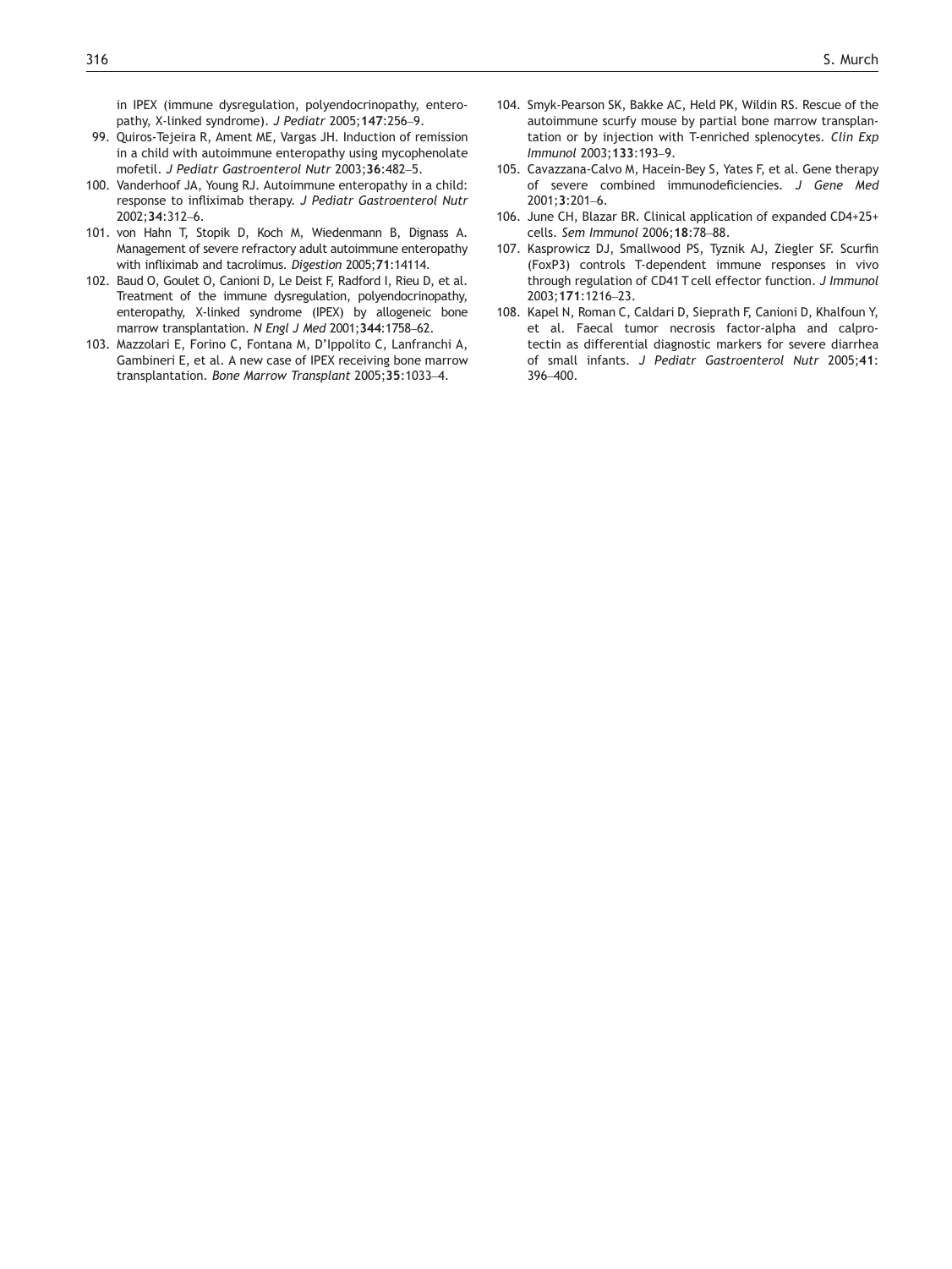in IPEX (immune dysregulation, polyendocrinopathy, enteropathy, X-linked syndrome). *J Pediatr* 2005;**147**:256–9.

99. Quiros-Tejeira R, Ament ME, Vargas JH. Induction of remission in a child with autoimmune enteropathy using mycophenolate mofetil. *J Pediatr Gastroenterol Nutr* 2003;**36**:482–5.
100. Vanderhoof JA, Young RJ. Autoimmune enteropathy in a child: response to infliximab therapy. *J Pediatr Gastroenterol Nutr* 2002;**34**:312–6.
101. von Hahn T, Stopik D, Koch M, Wiedenmann B, Dignass A. Management of severe refractory adult autoimmune enteropathy with infliximab and tacrolimus. *Digestion* 2005;**71**:14114.
102. Baud O, Goulet O, Canioni D, Le Deist F, Radford I, Rieu D, et al. Treatment of the immune dysregulation, polyendocrinopathy, enteropathy, X-linked syndrome (IPEX) by allogeneic bone marrow transplantation. *N Engl J Med* 2001;**344**:1758–62.
103. Mazzolari E, Forino C, Fontana M, D'Ippolito C, Lanfranchi A, Gambineri E, et al. A new case of IPEX receiving bone marrow transplantation. *Bone Marrow Transplant* 2005;**35**:1033–4.
104. Smyk-Pearson SK, Bakke AC, Held PK, Wildin RS. Rescue of the autoimmune scurfy mouse by partial bone marrow transplantation or by injection with T-enriched splenocytes. *Clin Exp Immunol* 2003;**133**:193–9.
105. Cavazzana-Calvo M, Hacein-Bey S, Yates F, et al. Gene therapy of severe combined immunodeficiencies. *J Gene Med* 2001;**3**:201–6.
106. June CH, Blazar BR. Clinical application of expanded CD4+25+ cells. *Sem Immunol* 2006;**18**:78–88.
107. Kasprowicz DJ, Smallwood PS, Tyznik AJ, Ziegler SF. Scurfin (FoxP3) controls T-dependent immune responses in vivo through regulation of CD41 T cell effector function. *J Immunol* 2003;**171**:1216–23.
108. Kapel N, Roman C, Caldari D, Sieprath F, Canioni D, Khalfoun Y, et al. Faecal tumor necrosis factor-alpha and calprotectin as differential diagnostic markers for severe diarrhea of small infants. *J Pediatr Gastroenterol Nutr* 2005;**41**: 396–400.